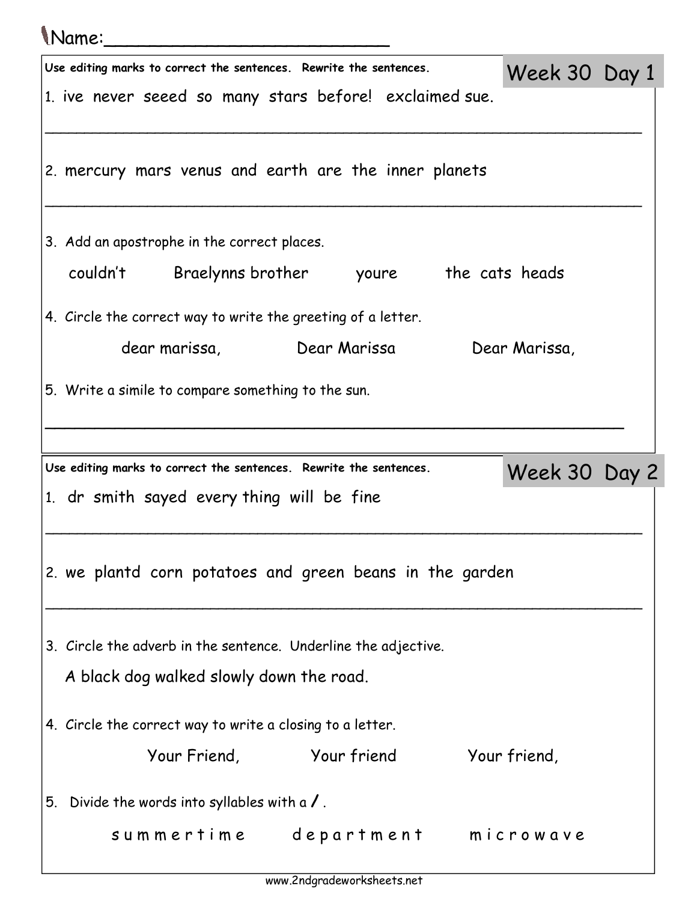Name:_________________________

## Week 30 Day 1

**Use editing marks to correct the sentences. Rewrite the sentences.**

1. ive never seeed so many stars before! exclaimed sue.

_______________________________________________________________

2. mercury mars venus and earth are the inner planets

_______________________________________________________________

3. Add an apostrophe in the correct places.

   couldn't    Braelynns brother    youre    the cats heads

4. Circle the correct way to write the greeting of a letter.

   dear marissa,    Dear Marissa    Dear Marissa,

5. Write a simile to compare something to the sun.

_______________________________________________________________

## Week 30 Day 2

**Use editing marks to correct the sentences. Rewrite the sentences.**

1. dr smith sayed every thing will be fine

_______________________________________________________________

2. we plantd corn potatoes and green beans in the garden

_______________________________________________________________

3. Circle the adverb in the sentence. Underline the adjective.

   A black dog walked slowly down the road.

4. Circle the correct way to write a closing to a letter.

   Your Friend,    Your friend    Your friend,

5. Divide the words into syllables with a / .

   s u m m e r t i m e    d e p a r t m e n t    m i c r o w a v e

www.2ndgradeworksheets.net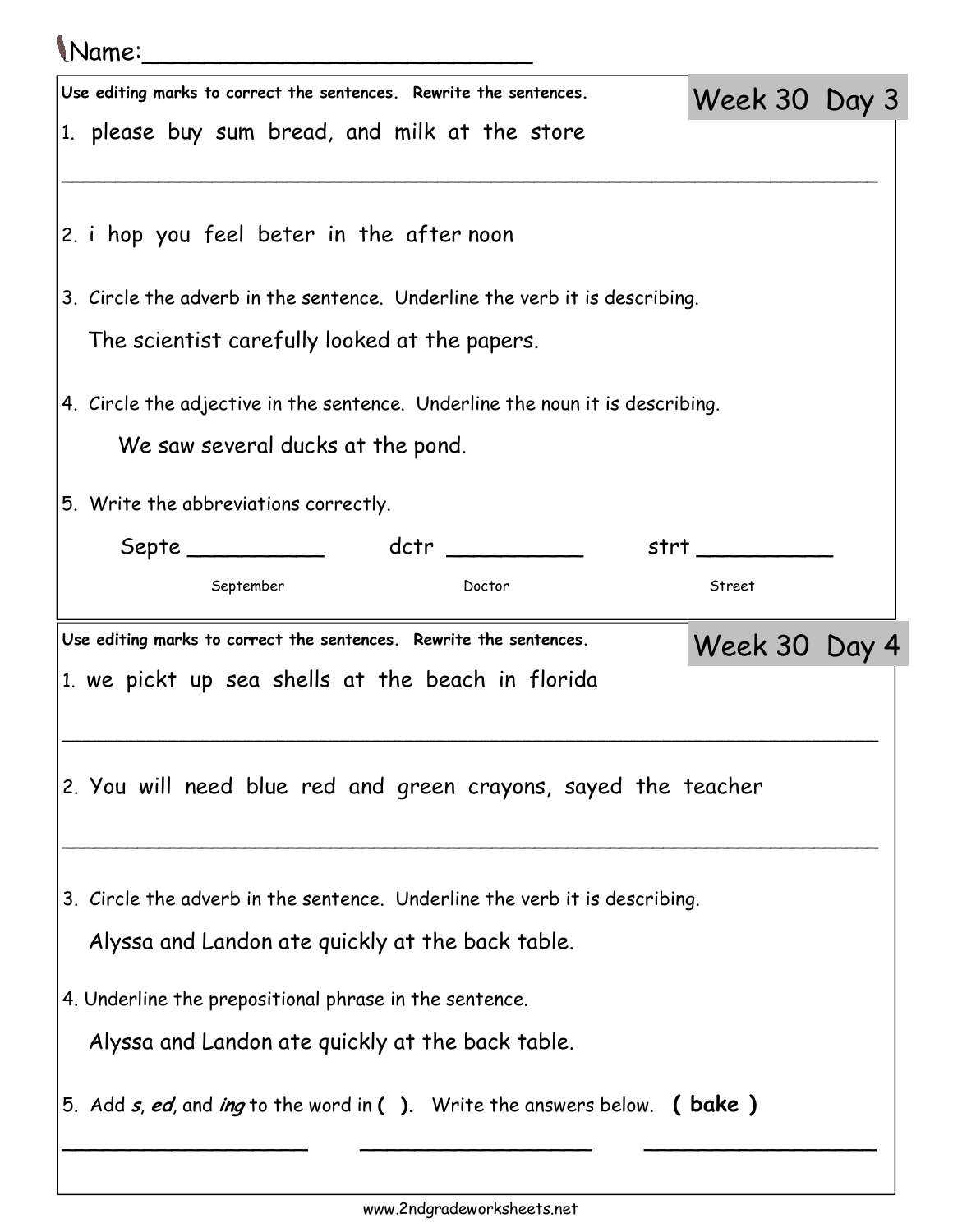Name:_________________________

## Week 30 Day 3

Use editing marks to correct the sentences. Rewrite the sentences.

1. please buy sum bread, and milk at the store

_______________________________________________________________

2. i hop you feel beter in the after noon

3. Circle the adverb in the sentence. Underline the verb it is describing.

   The scientist carefully looked at the papers.

4. Circle the adjective in the sentence. Underline the noun it is describing.

   We saw several ducks at the pond.

5. Write the abbreviations correctly.

   Septe __________ (September) dctr __________ (Doctor) strt __________ (Street)

## Week 30 Day 4

Use editing marks to correct the sentences. Rewrite the sentences.

1. we pickt up sea shells at the beach in florida

_______________________________________________________________

2. You will need blue red and green crayons, sayed the teacher

_______________________________________________________________

3. Circle the adverb in the sentence. Underline the verb it is describing.

   Alyssa and Landon ate quickly at the back table.

4. Underline the prepositional phrase in the sentence.

   Alyssa and Landon ate quickly at the back table.

5. Add ***s***, ***ed***, and ***ing*** to the word in **( )**. Write the answers below. **( bake )**

__________________ __________________ __________________

www.2ndgradeworksheets.net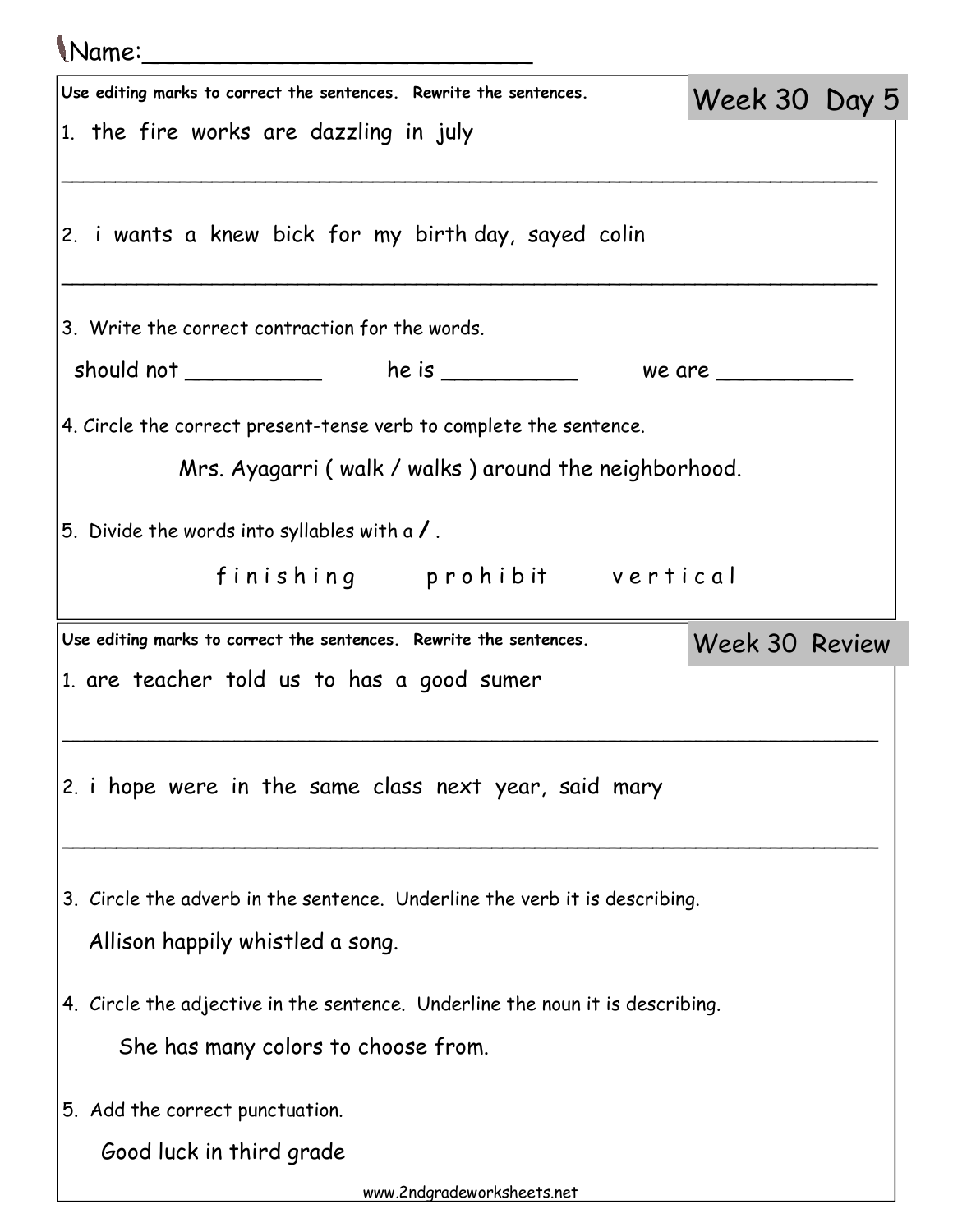Name:___________________________

**Week 30 Day 5**

Use editing marks to correct the sentences. Rewrite the sentences.

1. the fire works are dazzling in july

_______________________________________________________________

2. i wants a knew bick for my birth day, sayed colin

_______________________________________________________________

3. Write the correct contraction for the words.

should not __________ he is __________ we are __________

4. Circle the correct present-tense verb to complete the sentence.

Mrs. Ayagarri ( walk / walks ) around the neighborhood.

5. Divide the words into syllables with a / .

f i n i s h i n g    p r o h i b i t    v e r t i c a l

**Week 30 Review**

Use editing marks to correct the sentences. Rewrite the sentences.

1. are teacher told us to has a good sumer

_______________________________________________________________

2. i hope were in the same class next year, said mary

_______________________________________________________________

3. Circle the adverb in the sentence. Underline the verb it is describing.

Allison happily whistled a song.

4. Circle the adjective in the sentence. Underline the noun it is describing.

She has many colors to choose from.

5. Add the correct punctuation.

Good luck in third grade

www.2ndgradeworksheets.net